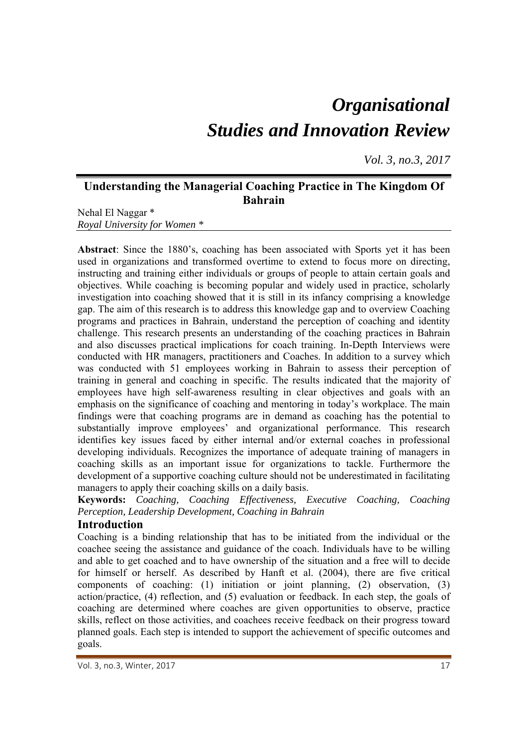# *Organisational Studies and Innovation Review*

## Understanding the Managerial Coaching Practice in The Kingdom Of Bahrain

Nehal El Naggar *
*Royal University for Women* *

**Abstract**: Since the 1880's, coaching has been associated with Sports yet it has been used in organizations and transformed overtime to extend to focus more on directing, instructing and training either individuals or groups of people to attain certain goals and objectives. While coaching is becoming popular and widely used in practice, scholarly investigation into coaching showed that it is still in its infancy comprising a knowledge gap. The aim of this research is to address this knowledge gap and to overview Coaching programs and practices in Bahrain, understand the perception of coaching and identity challenge. This research presents an understanding of the coaching practices in Bahrain and also discusses practical implications for coach training. In-Depth Interviews were conducted with HR managers, practitioners and Coaches. In addition to a survey which was conducted with 51 employees working in Bahrain to assess their perception of training in general and coaching in specific. The results indicated that the majority of employees have high self-awareness resulting in clear objectives and goals with an emphasis on the significance of coaching and mentoring in today's workplace. The main findings were that coaching programs are in demand as coaching has the potential to substantially improve employees' and organizational performance. This research identifies key issues faced by either internal and/or external coaches in professional developing individuals. Recognizes the importance of adequate training of managers in coaching skills as an important issue for organizations to tackle. Furthermore the development of a supportive coaching culture should not be underestimated in facilitating managers to apply their coaching skills on a daily basis.

**Keywords:** *Coaching, Coaching Effectiveness, Executive Coaching, Coaching Perception, Leadership Development, Coaching in Bahrain*

## Introduction

Coaching is a binding relationship that has to be initiated from the individual or the coachee seeing the assistance and guidance of the coach. Individuals have to be willing and able to get coached and to have ownership of the situation and a free will to decide for himself or herself. As described by Hanft et al. (2004), there are five critical components of coaching: (1) initiation or joint planning, (2) observation, (3) action/practice, (4) reflection, and (5) evaluation or feedback. In each step, the goals of coaching are determined where coaches are given opportunities to observe, practice skills, reflect on those activities, and coachees receive feedback on their progress toward planned goals. Each step is intended to support the achievement of specific outcomes and goals.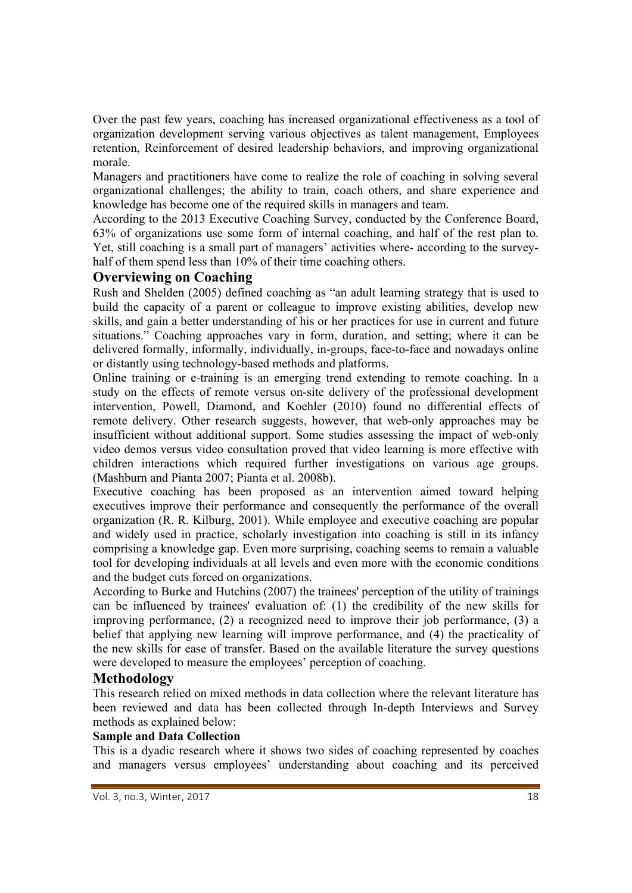Over the past few years, coaching has increased organizational effectiveness as a tool of organization development serving various objectives as talent management, Employees retention, Reinforcement of desired leadership behaviors, and improving organizational morale.

Managers and practitioners have come to realize the role of coaching in solving several organizational challenges; the ability to train, coach others, and share experience and knowledge has become one of the required skills in managers and team.

According to the 2013 Executive Coaching Survey, conducted by the Conference Board, 63% of organizations use some form of internal coaching, and half of the rest plan to. Yet, still coaching is a small part of managers' activities where- according to the survey- half of them spend less than 10% of their time coaching others.

## Overviewing on Coaching

Rush and Shelden (2005) defined coaching as "an adult learning strategy that is used to build the capacity of a parent or colleague to improve existing abilities, develop new skills, and gain a better understanding of his or her practices for use in current and future situations." Coaching approaches vary in form, duration, and setting; where it can be delivered formally, informally, individually, in-groups, face-to-face and nowadays online or distantly using technology-based methods and platforms.

Online training or e-training is an emerging trend extending to remote coaching. In a study on the effects of remote versus on-site delivery of the professional development intervention, Powell, Diamond, and Koehler (2010) found no differential effects of remote delivery. Other research suggests, however, that web-only approaches may be insufficient without additional support. Some studies assessing the impact of web-only video demos versus video consultation proved that video learning is more effective with children interactions which required further investigations on various age groups. (Mashburn and Pianta 2007; Pianta et al. 2008b).

Executive coaching has been proposed as an intervention aimed toward helping executives improve their performance and consequently the performance of the overall organization (R. R. Kilburg, 2001). While employee and executive coaching are popular and widely used in practice, scholarly investigation into coaching is still in its infancy comprising a knowledge gap. Even more surprising, coaching seems to remain a valuable tool for developing individuals at all levels and even more with the economic conditions and the budget cuts forced on organizations.

According to Burke and Hutchins (2007) the trainees' perception of the utility of trainings can be influenced by trainees' evaluation of: (1) the credibility of the new skills for improving performance, (2) a recognized need to improve their job performance, (3) a belief that applying new learning will improve performance, and (4) the practicality of the new skills for ease of transfer. Based on the available literature the survey questions were developed to measure the employees' perception of coaching.

## Methodology

This research relied on mixed methods in data collection where the relevant literature has been reviewed and data has been collected through In-depth Interviews and Survey methods as explained below:

### Sample and Data Collection

This is a dyadic research where it shows two sides of coaching represented by coaches and managers versus employees' understanding about coaching and its perceived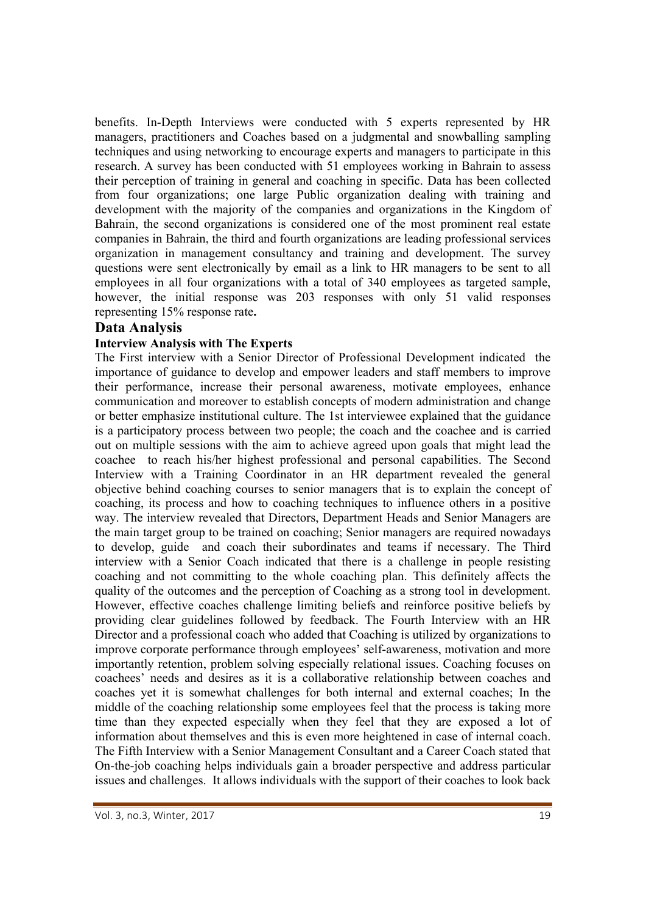benefits. In-Depth Interviews were conducted with 5 experts represented by HR managers, practitioners and Coaches based on a judgmental and snowballing sampling techniques and using networking to encourage experts and managers to participate in this research. A survey has been conducted with 51 employees working in Bahrain to assess their perception of training in general and coaching in specific. Data has been collected from four organizations; one large Public organization dealing with training and development with the majority of the companies and organizations in the Kingdom of Bahrain, the second organizations is considered one of the most prominent real estate companies in Bahrain, the third and fourth organizations are leading professional services organization in management consultancy and training and development. The survey questions were sent electronically by email as a link to HR managers to be sent to all employees in all four organizations with a total of 340 employees as targeted sample, however, the initial response was 203 responses with only 51 valid responses representing 15% response rate**.**

## Data Analysis

### Interview Analysis with The Experts

The First interview with a Senior Director of Professional Development indicated the importance of guidance to develop and empower leaders and staff members to improve their performance, increase their personal awareness, motivate employees, enhance communication and moreover to establish concepts of modern administration and change or better emphasize institutional culture. The 1st interviewee explained that the guidance is a participatory process between two people; the coach and the coachee and is carried out on multiple sessions with the aim to achieve agreed upon goals that might lead the coachee to reach his/her highest professional and personal capabilities. The Second Interview with a Training Coordinator in an HR department revealed the general objective behind coaching courses to senior managers that is to explain the concept of coaching, its process and how to coaching techniques to influence others in a positive way. The interview revealed that Directors, Department Heads and Senior Managers are the main target group to be trained on coaching; Senior managers are required nowadays to develop, guide and coach their subordinates and teams if necessary. The Third interview with a Senior Coach indicated that there is a challenge in people resisting coaching and not committing to the whole coaching plan. This definitely affects the quality of the outcomes and the perception of Coaching as a strong tool in development. However, effective coaches challenge limiting beliefs and reinforce positive beliefs by providing clear guidelines followed by feedback. The Fourth Interview with an HR Director and a professional coach who added that Coaching is utilized by organizations to improve corporate performance through employees' self-awareness, motivation and more importantly retention, problem solving especially relational issues. Coaching focuses on coachees' needs and desires as it is a collaborative relationship between coaches and coaches yet it is somewhat challenges for both internal and external coaches; In the middle of the coaching relationship some employees feel that the process is taking more time than they expected especially when they feel that they are exposed a lot of information about themselves and this is even more heightened in case of internal coach. The Fifth Interview with a Senior Management Consultant and a Career Coach stated that On-the-job coaching helps individuals gain a broader perspective and address particular issues and challenges. It allows individuals with the support of their coaches to look back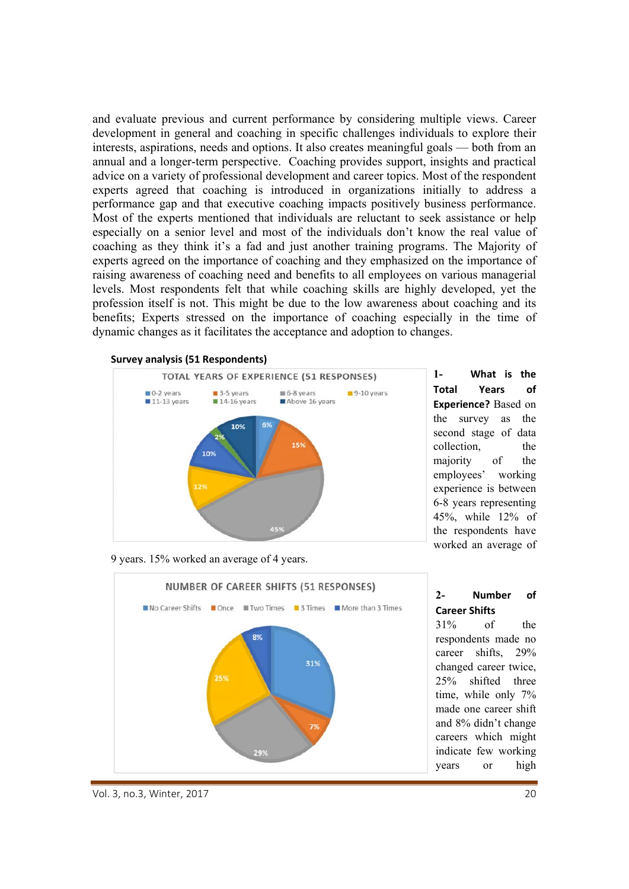and evaluate previous and current performance by considering multiple views. Career development in general and coaching in specific challenges individuals to explore their interests, aspirations, needs and options. It also creates meaningful goals — both from an annual and a longer-term perspective. Coaching provides support, insights and practical advice on a variety of professional development and career topics. Most of the respondent experts agreed that coaching is introduced in organizations initially to address a performance gap and that executive coaching impacts positively business performance. Most of the experts mentioned that individuals are reluctant to seek assistance or help especially on a senior level and most of the individuals don't know the real value of coaching as they think it's a fad and just another training programs. The Majority of experts agreed on the importance of coaching and they emphasized on the importance of raising awareness of coaching need and benefits to all employees on various managerial levels. Most respondents felt that while coaching skills are highly developed, yet the profession itself is not. This might be due to the low awareness about coaching and its benefits; Experts stressed on the importance of coaching especially in the time of dynamic changes as it facilitates the acceptance and adoption to changes.

**Survey analysis (51 Respondents)**

TOTAL YEARS OF EXPERIENCE (51 RESPONSES)

| Years | Percentage |
|---|---|
| 0-2 years | 6% |
| 3-5 years | 15% |
| 6-8 years | 45% |
| 9-10 years | 12% |
| 11-13 years | 10% |
| 14-16 years | 2% |
| Above 16 years | 10% |

**1- What is the Total Years of Experience?** Based on the survey as the second stage of data collection, the majority of the employees' working experience is between 6-8 years representing 45%, while 12% of the respondents have worked an average of 9 years. 15% worked an average of 4 years.

NUMBER OF CAREER SHIFTS (51 RESPONSES)

| Career Shifts | Percentage |
|---|---|
| No Career Shifts | 31% |
| Once | 7% |
| Two Times | 29% |
| 3 Times | 25% |
| More than 3 Times | 8% |

**2- Number of Career Shifts**

31% of the respondents made no career shifts, 29% changed career twice, 25% shifted three time, while only 7% made one career shift and 8% didn't change careers which might indicate few working years or high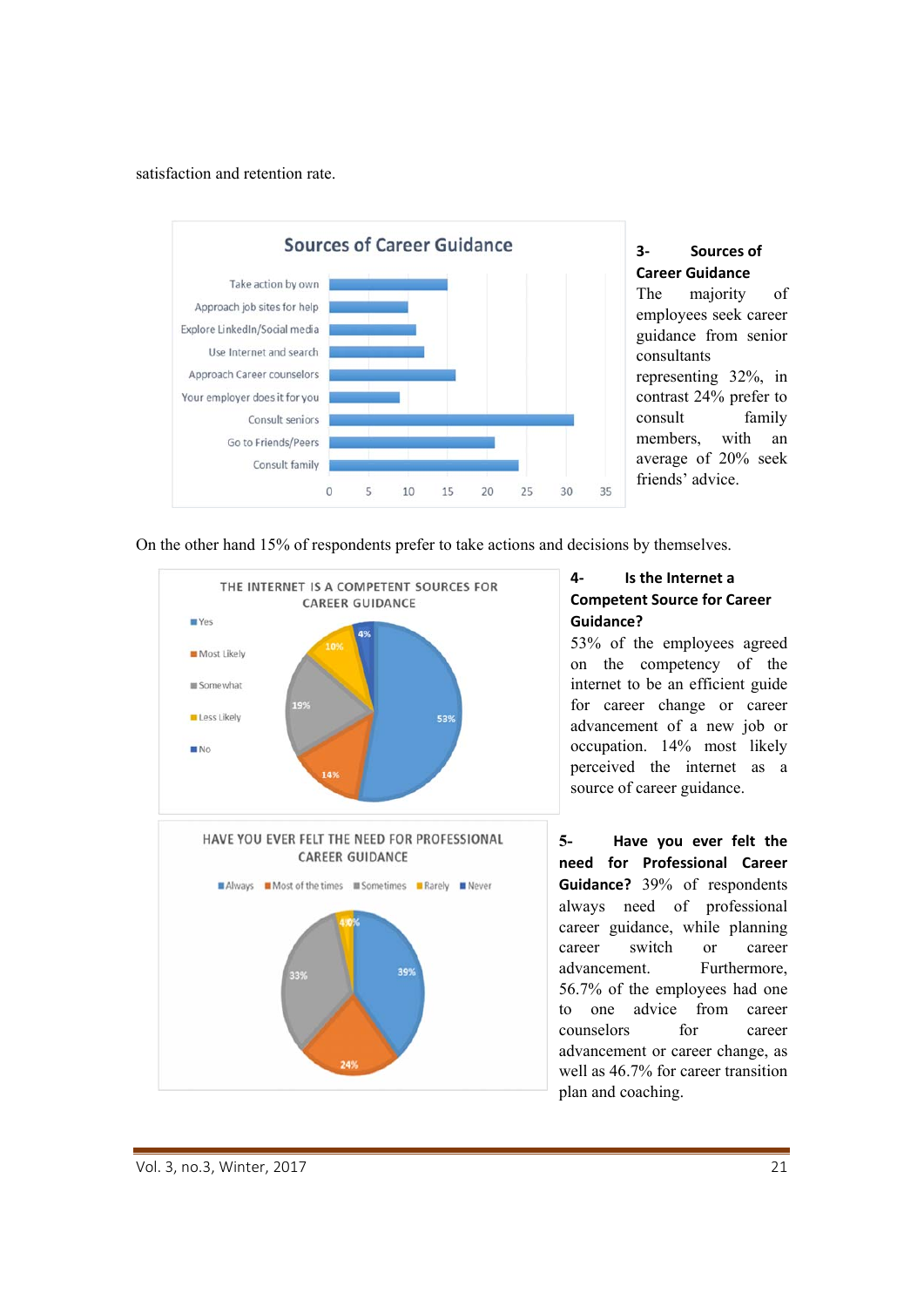satisfaction and retention rate.

**3- Sources of Career Guidance**

The majority of employees seek career guidance from senior consultants representing 32%, in contrast 24% prefer to consult family members, with an average of 20% seek friends' advice.

On the other hand 15% of respondents prefer to take actions and decisions by themselves.

**4- Is the Internet a Competent Source for Career Guidance?**

53% of the employees agreed on the competency of the internet to be an efficient guide for career change or career advancement of a new job or occupation. 14% most likely perceived the internet as a source of career guidance.

**5- Have you ever felt the need for Professional Career Guidance?** 39% of respondents always need of professional career guidance, while planning career switch or career advancement. Furthermore, 56.7% of the employees had one to one advice from career counselors for career advancement or career change, as well as 46.7% for career transition plan and coaching.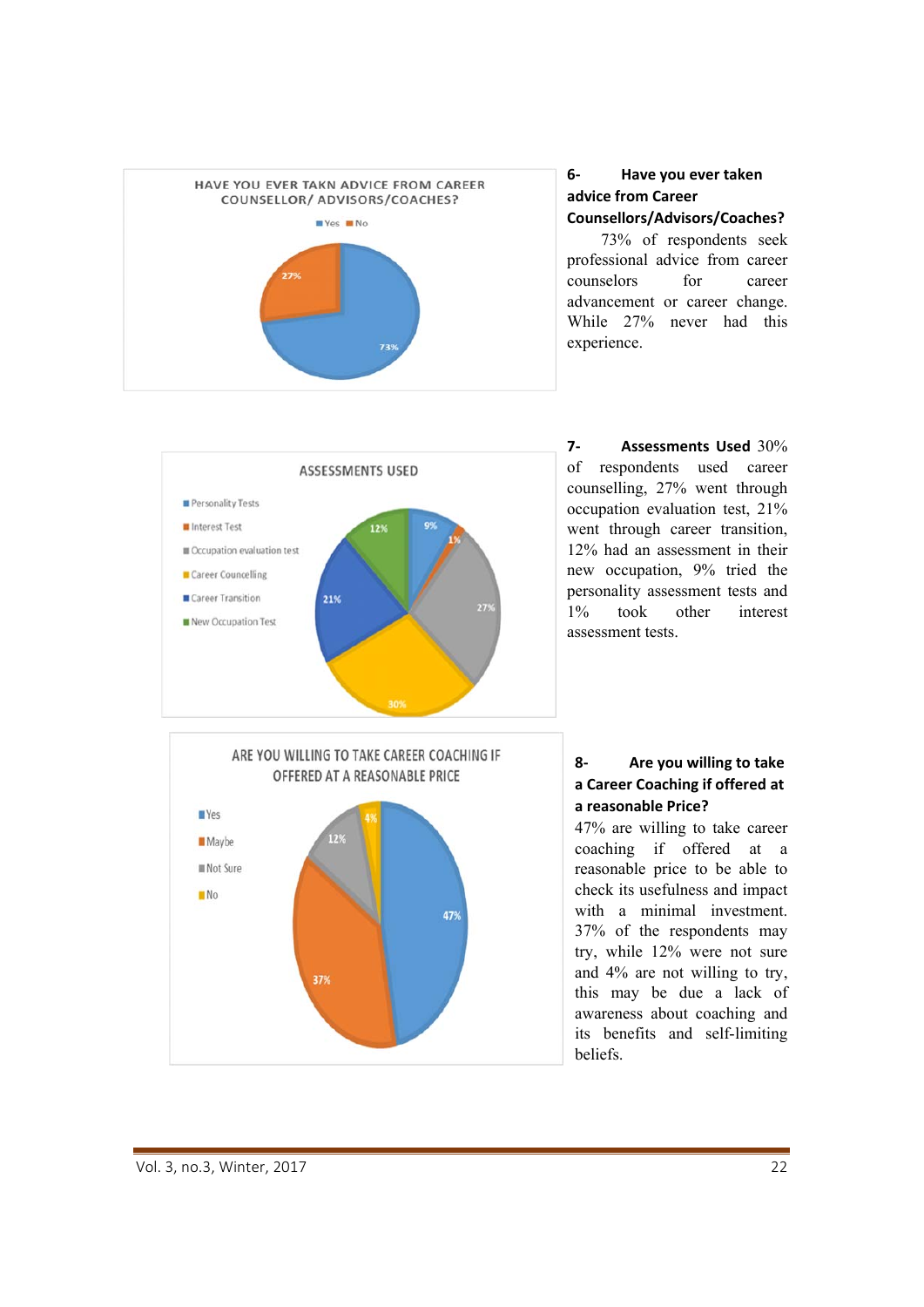**6- Have you ever taken advice from Career Counsellors/Advisors/Coaches?**

73% of respondents seek professional advice from career counselors for career advancement or career change. While 27% never had this experience.

**7- Assessments Used** 30% of respondents used career counselling, 27% went through occupation evaluation test, 21% went through career transition, 12% had an assessment in their new occupation, 9% tried the personality assessment tests and 1% took other interest assessment tests.

**8- Are you willing to take a Career Coaching if offered at a reasonable Price?**

47% are willing to take career coaching if offered at a reasonable price to be able to check its usefulness and impact with a minimal investment. 37% of the respondents may try, while 12% were not sure and 4% are not willing to try, this may be due a lack of awareness about coaching and its benefits and self-limiting beliefs.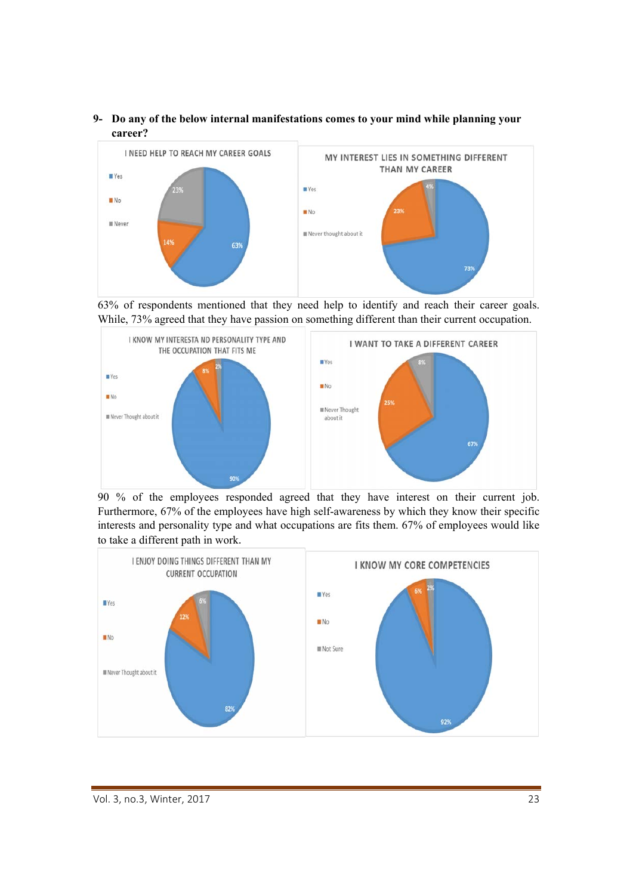**9- Do any of the below internal manifestations comes to your mind while planning your career?**

I NEED HELP TO REACH MY CAREER GOALS

- Yes: 63%
- No: 14%
- Never: 23%

MY INTEREST LIES IN SOMETHING DIFFERENT THAN MY CAREER

- Yes: 73%
- No: 23%
- Never thought about it: 4%

63% of respondents mentioned that they need help to identify and reach their career goals. While, 73% agreed that they have passion on something different than their current occupation.

I KNOW MY INTERESTA ND PERSONALITY TYPE AND THE OCCUPATION THAT FITS ME

- Yes: 90%
- No: 8%
- Never Thought about it: 2%

I WANT TO TAKE A DIFFERENT CAREER

- Yes: 67%
- No: 25%
- Never Thought about it: 8%

90 % of the employees responded agreed that they have interest on their current job. Furthermore, 67% of the employees have high self-awareness by which they know their specific interests and personality type and what occupations are fits them. 67% of employees would like to take a different path in work.

I ENJOY DOING THINGS DIFFERENT THAN MY CURRENT OCCUPATION

- Yes: 82%
- No: 12%
- Never Thought about it: 6%

I KNOW MY CORE COMPETENCIES

- Yes: 92%
- No: 6%
- Not Sure: 2%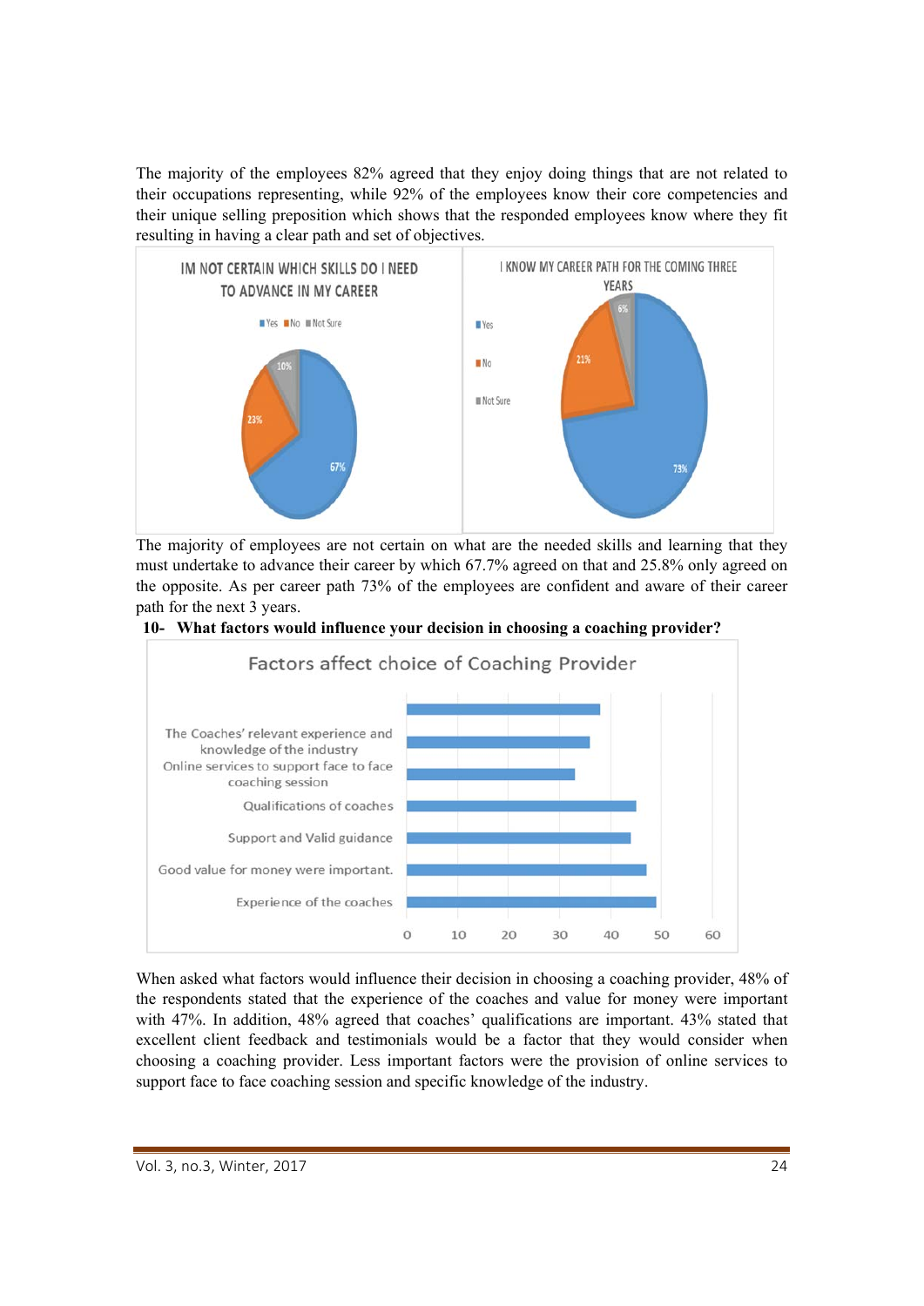The majority of the employees 82% agreed that they enjoy doing things that are not related to their occupations representing, while 92% of the employees know their core competencies and their unique selling preposition which shows that the responded employees know where they fit resulting in having a clear path and set of objectives.

IM NOT CERTAIN WHICH SKILLS DO I NEED TO ADVANCE IN MY CAREER

Yes No Not Sure

10%
23%
67%

I KNOW MY CAREER PATH FOR THE COMING THREE YEARS

Yes
No
Not Sure

6%
21%
73%

The majority of employees are not certain on what are the needed skills and learning that they must undertake to advance their career by which 67.7% agreed on that and 25.8% only agreed on the opposite. As per career path 73% of the employees are confident and aware of their career path for the next 3 years.

**10- What factors would influence your decision in choosing a coaching provider?**

Factors affect choice of Coaching Provider

The Coaches' relevant experience and knowledge of the industry
Online services to support face to face coaching session
Qualifications of coaches
Support and Valid guidance
Good value for money were important.
Experience of the coaches

0 10 20 30 40 50 60

When asked what factors would influence their decision in choosing a coaching provider, 48% of the respondents stated that the experience of the coaches and value for money were important with 47%. In addition, 48% agreed that coaches' qualifications are important. 43% stated that excellent client feedback and testimonials would be a factor that they would consider when choosing a coaching provider. Less important factors were the provision of online services to support face to face coaching session and specific knowledge of the industry.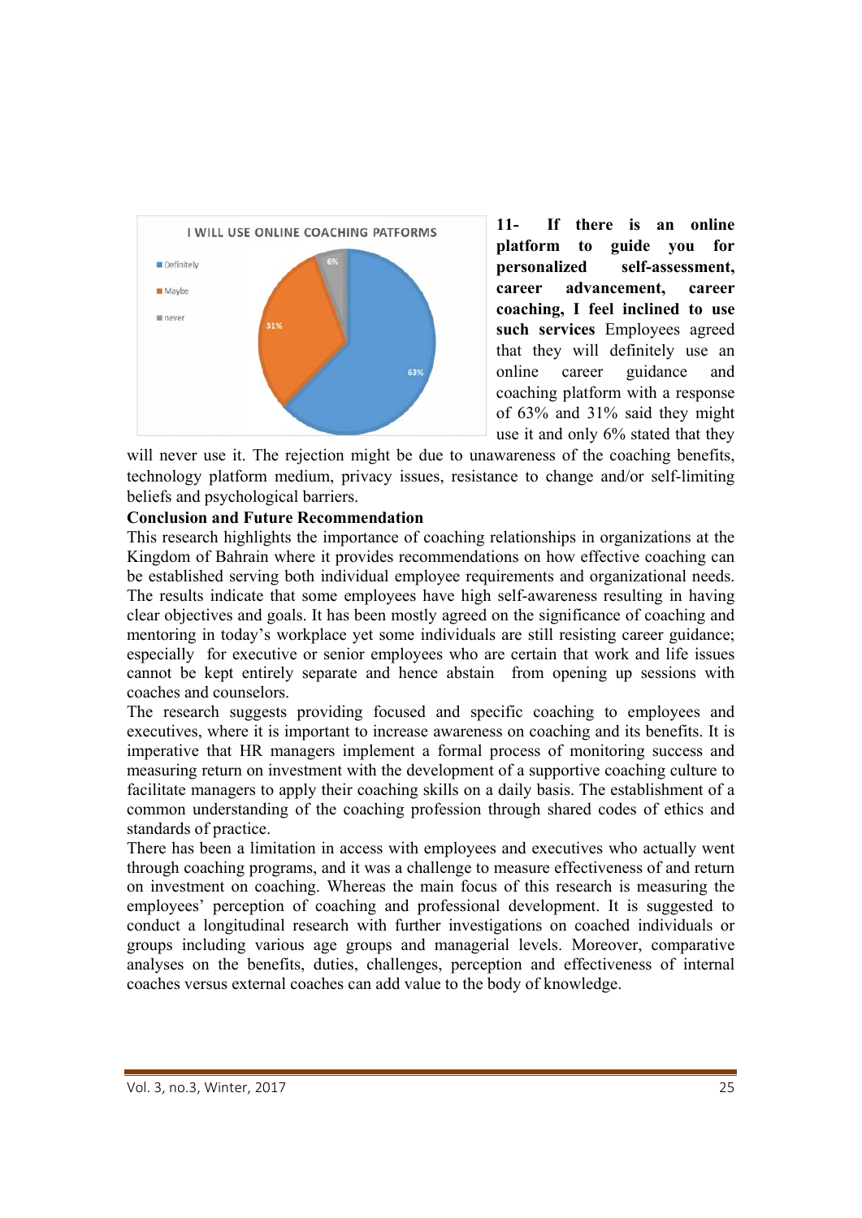**11- If there is an online platform to guide you for personalized self-assessment, career advancement, career coaching, I feel inclined to use such services** Employees agreed that they will definitely use an online career guidance and coaching platform with a response of 63% and 31% said they might use it and only 6% stated that they will never use it. The rejection might be due to unawareness of the coaching benefits, technology platform medium, privacy issues, resistance to change and/or self-limiting beliefs and psychological barriers.

**Conclusion and Future Recommendation**

This research highlights the importance of coaching relationships in organizations at the Kingdom of Bahrain where it provides recommendations on how effective coaching can be established serving both individual employee requirements and organizational needs. The results indicate that some employees have high self-awareness resulting in having clear objectives and goals. It has been mostly agreed on the significance of coaching and mentoring in today's workplace yet some individuals are still resisting career guidance; especially for executive or senior employees who are certain that work and life issues cannot be kept entirely separate and hence abstain from opening up sessions with coaches and counselors.

The research suggests providing focused and specific coaching to employees and executives, where it is important to increase awareness on coaching and its benefits. It is imperative that HR managers implement a formal process of monitoring success and measuring return on investment with the development of a supportive coaching culture to facilitate managers to apply their coaching skills on a daily basis. The establishment of a common understanding of the coaching profession through shared codes of ethics and standards of practice.

There has been a limitation in access with employees and executives who actually went through coaching programs, and it was a challenge to measure effectiveness of and return on investment on coaching. Whereas the main focus of this research is measuring the employees' perception of coaching and professional development. It is suggested to conduct a longitudinal research with further investigations on coached individuals or groups including various age groups and managerial levels. Moreover, comparative analyses on the benefits, duties, challenges, perception and effectiveness of internal coaches versus external coaches can add value to the body of knowledge.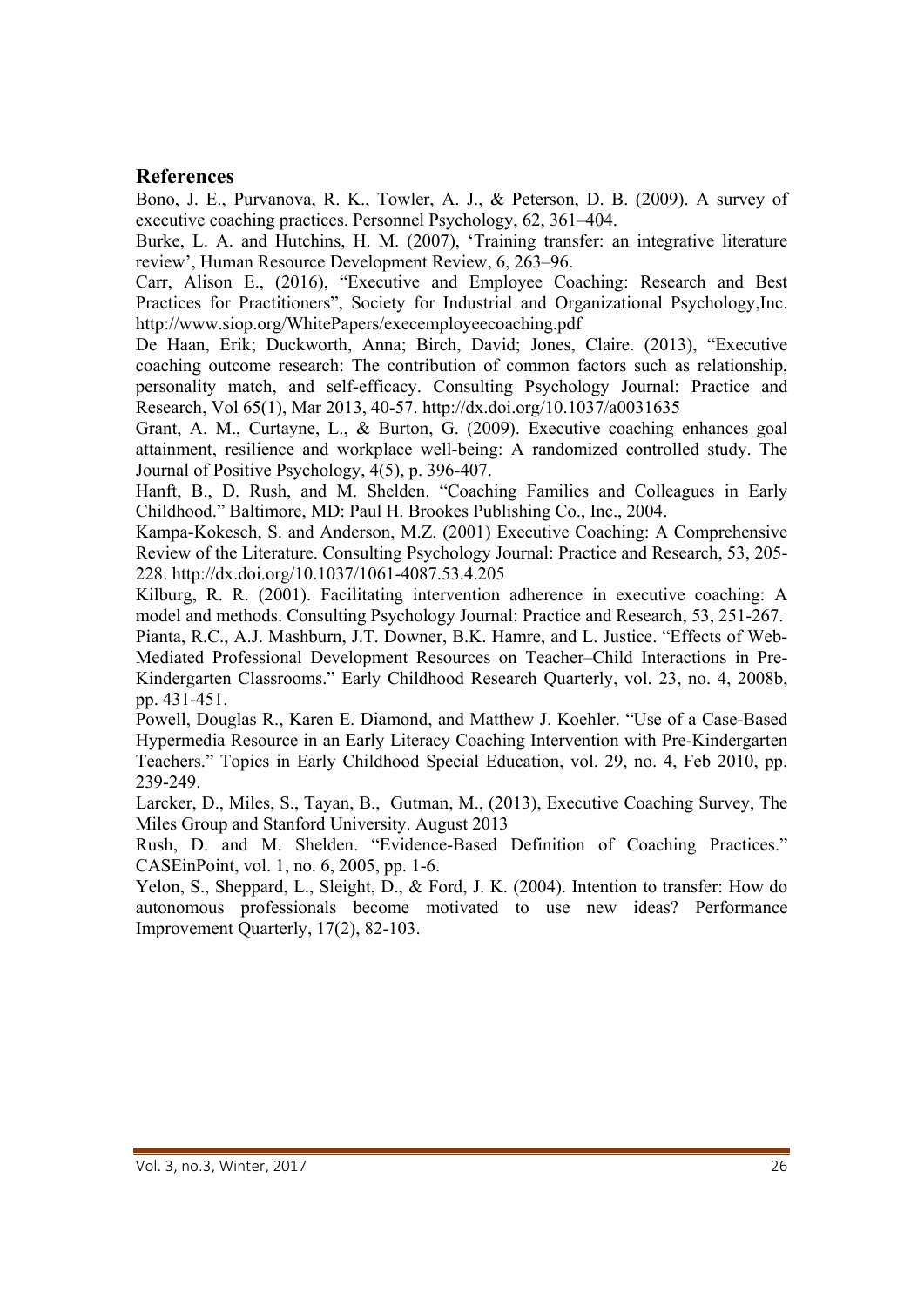## References

Bono, J. E., Purvanova, R. K., Towler, A. J., & Peterson, D. B. (2009). A survey of executive coaching practices. Personnel Psychology, 62, 361–404.

Burke, L. A. and Hutchins, H. M. (2007), 'Training transfer: an integrative literature review', Human Resource Development Review, 6, 263–96.

Carr, Alison E., (2016), "Executive and Employee Coaching: Research and Best Practices for Practitioners", Society for Industrial and Organizational Psychology,Inc. http://www.siop.org/WhitePapers/execemployeecoaching.pdf

De Haan, Erik; Duckworth, Anna; Birch, David; Jones, Claire. (2013), "Executive coaching outcome research: The contribution of common factors such as relationship, personality match, and self-efficacy. Consulting Psychology Journal: Practice and Research, Vol 65(1), Mar 2013, 40-57. http://dx.doi.org/10.1037/a0031635

Grant, A. M., Curtayne, L., & Burton, G. (2009). Executive coaching enhances goal attainment, resilience and workplace well-being: A randomized controlled study. The Journal of Positive Psychology, 4(5), p. 396-407.

Hanft, B., D. Rush, and M. Shelden. "Coaching Families and Colleagues in Early Childhood." Baltimore, MD: Paul H. Brookes Publishing Co., Inc., 2004.

Kampa-Kokesch, S. and Anderson, M.Z. (2001) Executive Coaching: A Comprehensive Review of the Literature. Consulting Psychology Journal: Practice and Research, 53, 205-228. http://dx.doi.org/10.1037/1061-4087.53.4.205

Kilburg, R. R. (2001). Facilitating intervention adherence in executive coaching: A model and methods. Consulting Psychology Journal: Practice and Research, 53, 251-267.

Pianta, R.C., A.J. Mashburn, J.T. Downer, B.K. Hamre, and L. Justice. "Effects of Web-Mediated Professional Development Resources on Teacher–Child Interactions in Pre-Kindergarten Classrooms." Early Childhood Research Quarterly, vol. 23, no. 4, 2008b, pp. 431-451.

Powell, Douglas R., Karen E. Diamond, and Matthew J. Koehler. "Use of a Case-Based Hypermedia Resource in an Early Literacy Coaching Intervention with Pre-Kindergarten Teachers." Topics in Early Childhood Special Education, vol. 29, no. 4, Feb 2010, pp. 239-249.

Larcker, D., Miles, S., Tayan, B., Gutman, M., (2013), Executive Coaching Survey, The Miles Group and Stanford University. August 2013

Rush, D. and M. Shelden. "Evidence-Based Definition of Coaching Practices." CASEinPoint, vol. 1, no. 6, 2005, pp. 1-6.

Yelon, S., Sheppard, L., Sleight, D., & Ford, J. K. (2004). Intention to transfer: How do autonomous professionals become motivated to use new ideas? Performance Improvement Quarterly, 17(2), 82-103.